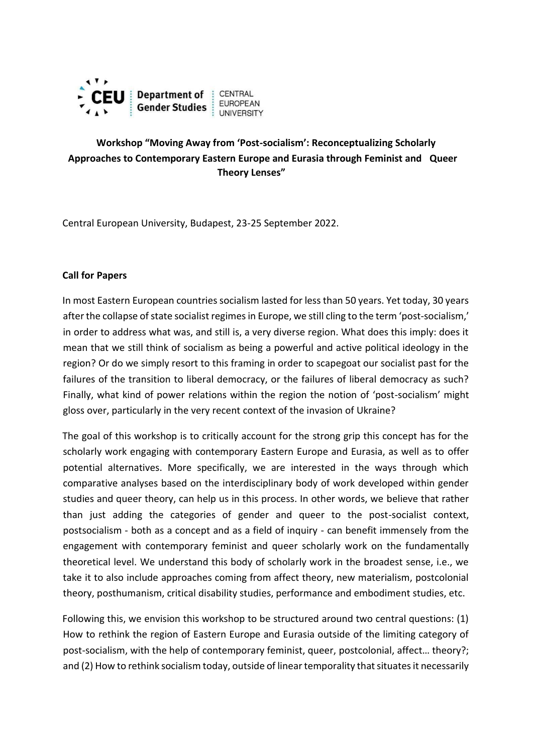CEU | Department of Gender Studies | CENTRAL EUROPEAN UNIVERSITY

# Workshop "Moving Away from 'Post-socialism': Reconceptualizing Scholarly Approaches to Contemporary Eastern Europe and Eurasia through Feminist and Queer Theory Lenses"

Central European University, Budapest, 23-25 September 2022.

## Call for Papers

In most Eastern European countries socialism lasted for less than 50 years. Yet today, 30 years after the collapse of state socialist regimes in Europe, we still cling to the term 'post-socialism,' in order to address what was, and still is, a very diverse region. What does this imply: does it mean that we still think of socialism as being a powerful and active political ideology in the region? Or do we simply resort to this framing in order to scapegoat our socialist past for the failures of the transition to liberal democracy, or the failures of liberal democracy as such? Finally, what kind of power relations within the region the notion of 'post-socialism' might gloss over, particularly in the very recent context of the invasion of Ukraine?

The goal of this workshop is to critically account for the strong grip this concept has for the scholarly work engaging with contemporary Eastern Europe and Eurasia, as well as to offer potential alternatives. More specifically, we are interested in the ways through which comparative analyses based on the interdisciplinary body of work developed within gender studies and queer theory, can help us in this process. In other words, we believe that rather than just adding the categories of gender and queer to the post-socialist context, postsocialism - both as a concept and as a field of inquiry - can benefit immensely from the engagement with contemporary feminist and queer scholarly work on the fundamentally theoretical level. We understand this body of scholarly work in the broadest sense, i.e., we take it to also include approaches coming from affect theory, new materialism, postcolonial theory, posthumanism, critical disability studies, performance and embodiment studies, etc.

Following this, we envision this workshop to be structured around two central questions: (1) How to rethink the region of Eastern Europe and Eurasia outside of the limiting category of post-socialism, with the help of contemporary feminist, queer, postcolonial, affect… theory?; and (2) How to rethink socialism today, outside of linear temporality that situates it necessarily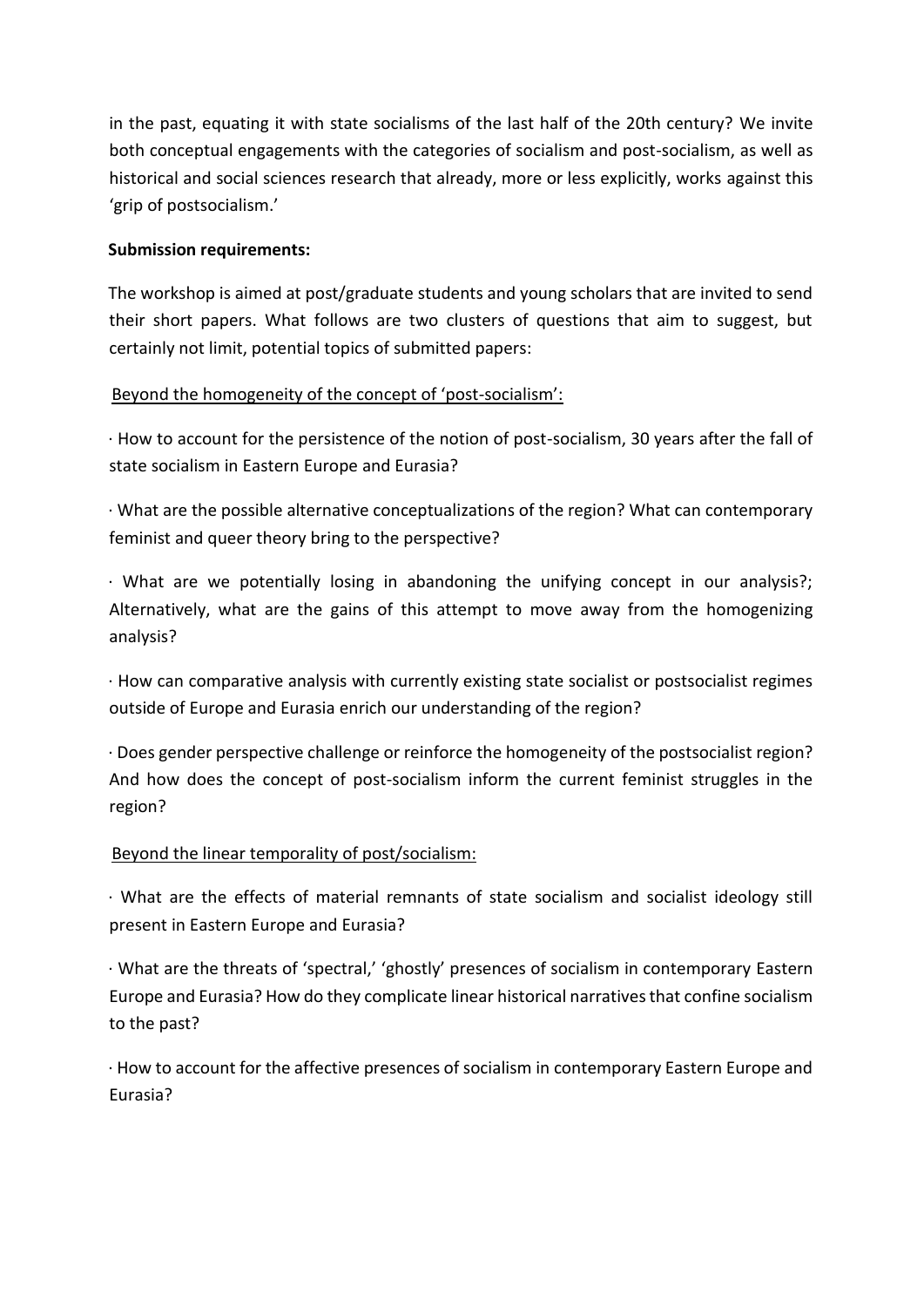in the past, equating it with state socialisms of the last half of the 20th century? We invite both conceptual engagements with the categories of socialism and post-socialism, as well as historical and social sciences research that already, more or less explicitly, works against this 'grip of postsocialism.'

**Submission requirements:**

The workshop is aimed at post/graduate students and young scholars that are invited to send their short papers. What follows are two clusters of questions that aim to suggest, but certainly not limit, potential topics of submitted papers:

Beyond the homogeneity of the concept of 'post-socialism':

· How to account for the persistence of the notion of post-socialism, 30 years after the fall of state socialism in Eastern Europe and Eurasia?

· What are the possible alternative conceptualizations of the region? What can contemporary feminist and queer theory bring to the perspective?

· What are we potentially losing in abandoning the unifying concept in our analysis?; Alternatively, what are the gains of this attempt to move away from the homogenizing analysis?

· How can comparative analysis with currently existing state socialist or postsocialist regimes outside of Europe and Eurasia enrich our understanding of the region?

· Does gender perspective challenge or reinforce the homogeneity of the postsocialist region? And how does the concept of post-socialism inform the current feminist struggles in the region?

Beyond the linear temporality of post/socialism:

· What are the effects of material remnants of state socialism and socialist ideology still present in Eastern Europe and Eurasia?

· What are the threats of 'spectral,' 'ghostly' presences of socialism in contemporary Eastern Europe and Eurasia? How do they complicate linear historical narratives that confine socialism to the past?

· How to account for the affective presences of socialism in contemporary Eastern Europe and Eurasia?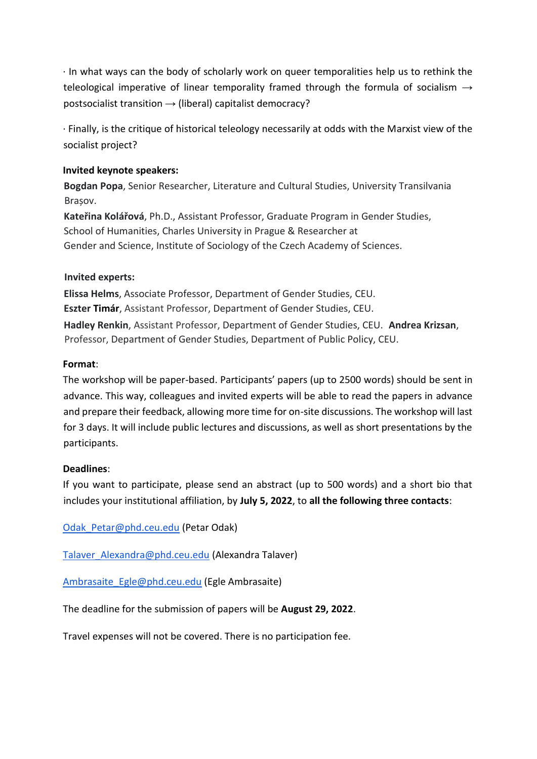· In what ways can the body of scholarly work on queer temporalities help us to rethink the teleological imperative of linear temporality framed through the formula of socialism → postsocialist transition → (liberal) capitalist democracy?

· Finally, is the critique of historical teleology necessarily at odds with the Marxist view of the socialist project?

**Invited keynote speakers:**

**Bogdan Popa**, Senior Researcher, Literature and Cultural Studies, University Transilvania Brașov.

**Kateřina Kolářová**, Ph.D., Assistant Professor, Graduate Program in Gender Studies, School of Humanities, Charles University in Prague & Researcher at Gender and Science, Institute of Sociology of the Czech Academy of Sciences.

**Invited experts:**

**Elissa Helms**, Associate Professor, Department of Gender Studies, CEU.

**Eszter Timár**, Assistant Professor, Department of Gender Studies, CEU.

**Hadley Renkin**, Assistant Professor, Department of Gender Studies, CEU.

**Andrea Krizsan**, Professor, Department of Gender Studies, Department of Public Policy, CEU.

**Format**:

The workshop will be paper-based. Participants' papers (up to 2500 words) should be sent in advance. This way, colleagues and invited experts will be able to read the papers in advance and prepare their feedback, allowing more time for on-site discussions. The workshop will last for 3 days. It will include public lectures and discussions, as well as short presentations by the participants.

**Deadlines**:

If you want to participate, please send an abstract (up to 500 words) and a short bio that includes your institutional affiliation, by **July 5, 2022**, to **all the following three contacts**:

Odak_Petar@phd.ceu.edu (Petar Odak)

Talaver_Alexandra@phd.ceu.edu (Alexandra Talaver)

Ambrasaite_Egle@phd.ceu.edu (Egle Ambrasaite)

The deadline for the submission of papers will be **August 29, 2022**.

Travel expenses will not be covered. There is no participation fee.